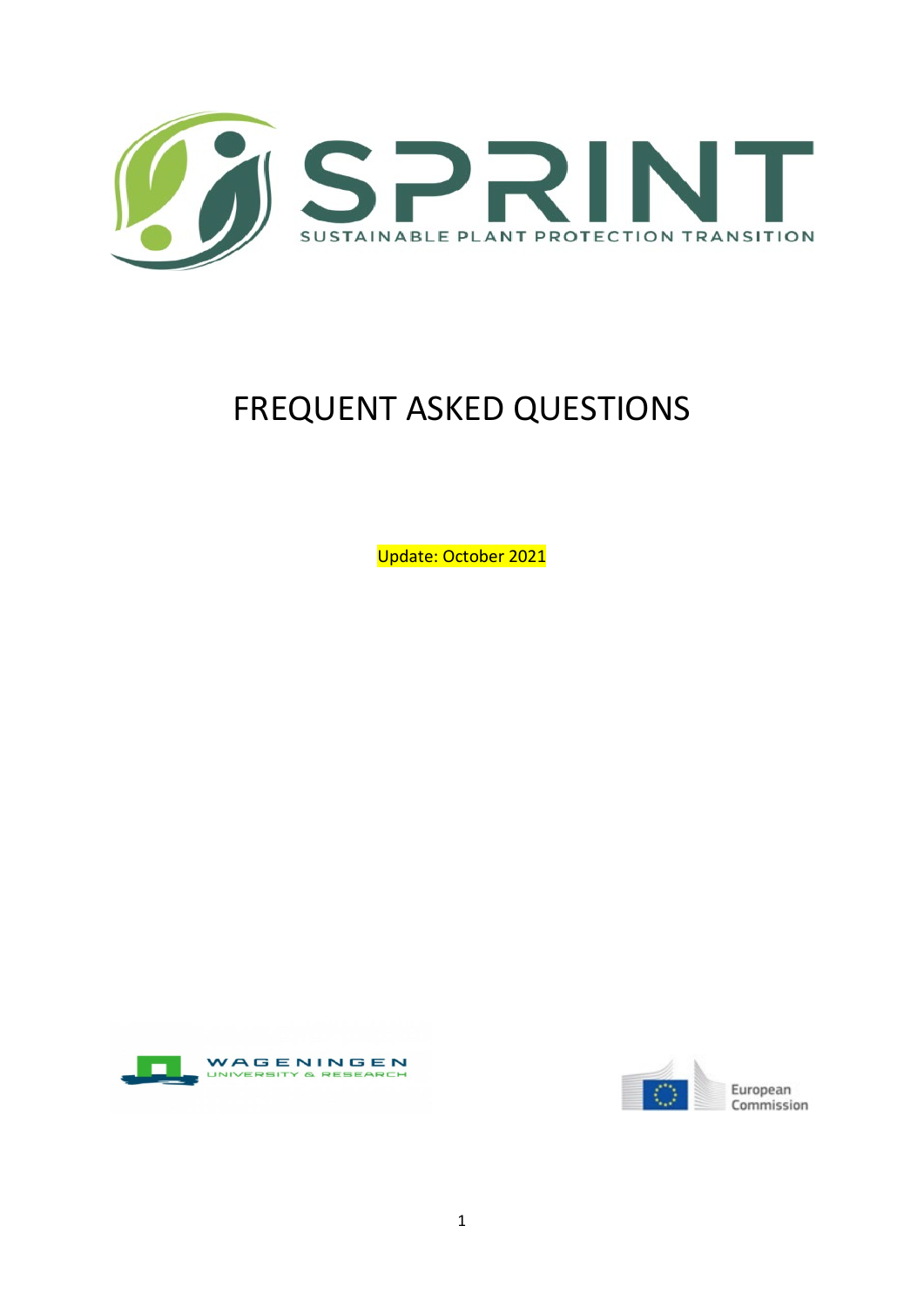# SPRINT

SUSTAINABLE PLANT PROTECTION TRANSITION

# FREQUENT ASKED QUESTIONS

Update: October 2021

WAGENINGEN UNIVERSITY & RESEARCH

European Commission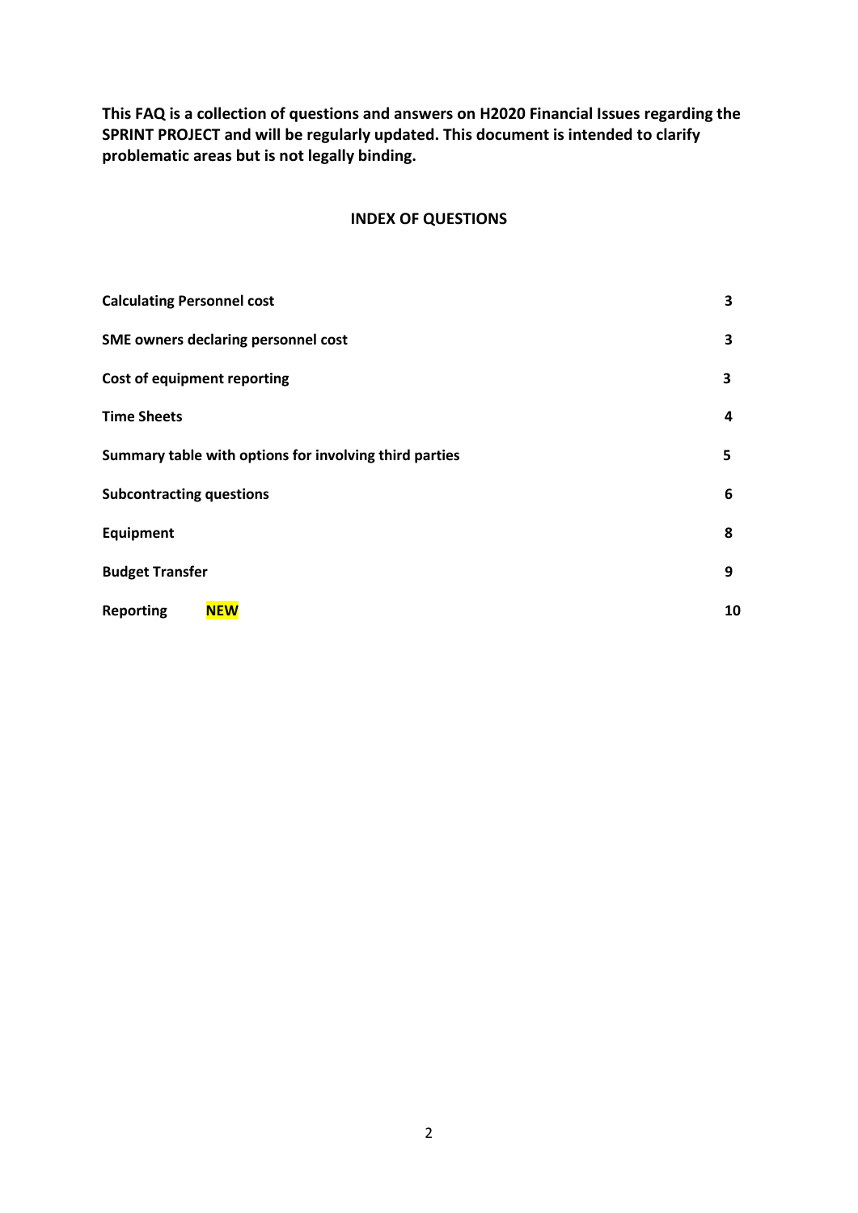**This FAQ is a collection of questions and answers on H2020 Financial Issues regarding the SPRINT PROJECT and will be regularly updated. This document is intended to clarify problematic areas but is not legally binding.**

## INDEX OF QUESTIONS

| | |
|---|---|
| **Calculating Personnel cost** | **3** |
| **SME owners declaring personnel cost** | **3** |
| **Cost of equipment reporting** | **3** |
| **Time Sheets** | **4** |
| **Summary table with options for involving third parties** | **5** |
| **Subcontracting questions** | **6** |
| **Equipment** | **8** |
| **Budget Transfer** | **9** |
| **Reporting** **NEW** | **10** |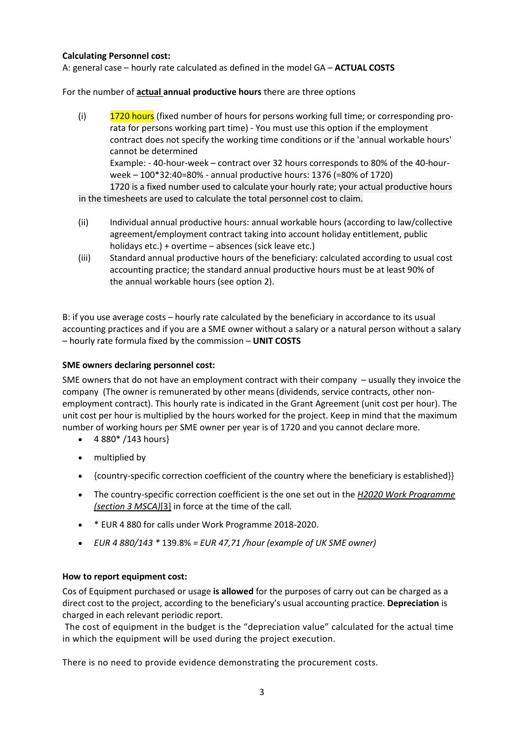**Calculating Personnel cost:**

A: general case – hourly rate calculated as defined in the model GA – **ACTUAL COSTS**

For the number of **actual annual productive hours** there are three options

(i) 1720 hours (fixed number of hours for persons working full time; or corresponding pro-rata for persons working part time) - You must use this option if the employment contract does not specify the working time conditions or if the 'annual workable hours' cannot be determined

Example: - 40-hour-week – contract over 32 hours corresponds to 80% of the 40-hour-week – 100*32:40=80% - annual productive hours: 1376 (=80% of 1720)

1720 is a fixed number used to calculate your hourly rate; your actual productive hours in the timesheets are used to calculate the total personnel cost to claim.

(ii) Individual annual productive hours: annual workable hours (according to law/collective agreement/employment contract taking into account holiday entitlement, public holidays etc.) + overtime – absences (sick leave etc.)

(iii) Standard annual productive hours of the beneficiary: calculated according to usual cost accounting practice; the standard annual productive hours must be at least 90% of the annual workable hours (see option 2).

B: if you use average costs – hourly rate calculated by the beneficiary in accordance to its usual accounting practices and if you are a SME owner without a salary or a natural person without a salary – hourly rate formula fixed by the commission – **UNIT COSTS**

**SME owners declaring personnel cost:**

SME owners that do not have an employment contract with their company – usually they invoice the company (The owner is remunerated by other means (dividends, service contracts, other non-employment contract). This hourly rate is indicated in the Grant Agreement (unit cost per hour). The unit cost per hour is multiplied by the hours worked for the project. Keep in mind that the maximum number of working hours per SME owner per year is of 1720 and you cannot declare more.

- 4 880* /143 hours}
- multiplied by
- {country-specific correction coefficient of the country where the beneficiary is established}}
- The country-specific correction coefficient is the one set out in the *H2020 Work Programme (section 3 MSCA)*[3] in force at the time of the call.
- * EUR 4 880 for calls under Work Programme 2018-2020.
- *EUR 4 880/143 ** 139.8% *= EUR 47,71 /hour (example of UK SME owner)*

**How to report equipment cost:**

Cos of Equipment purchased or usage **is allowed** for the purposes of carry out can be charged as a direct cost to the project, according to the beneficiary's usual accounting practice. **Depreciation** is charged in each relevant periodic report.

The cost of equipment in the budget is the "depreciation value" calculated for the actual time in which the equipment will be used during the project execution.

There is no need to provide evidence demonstrating the procurement costs.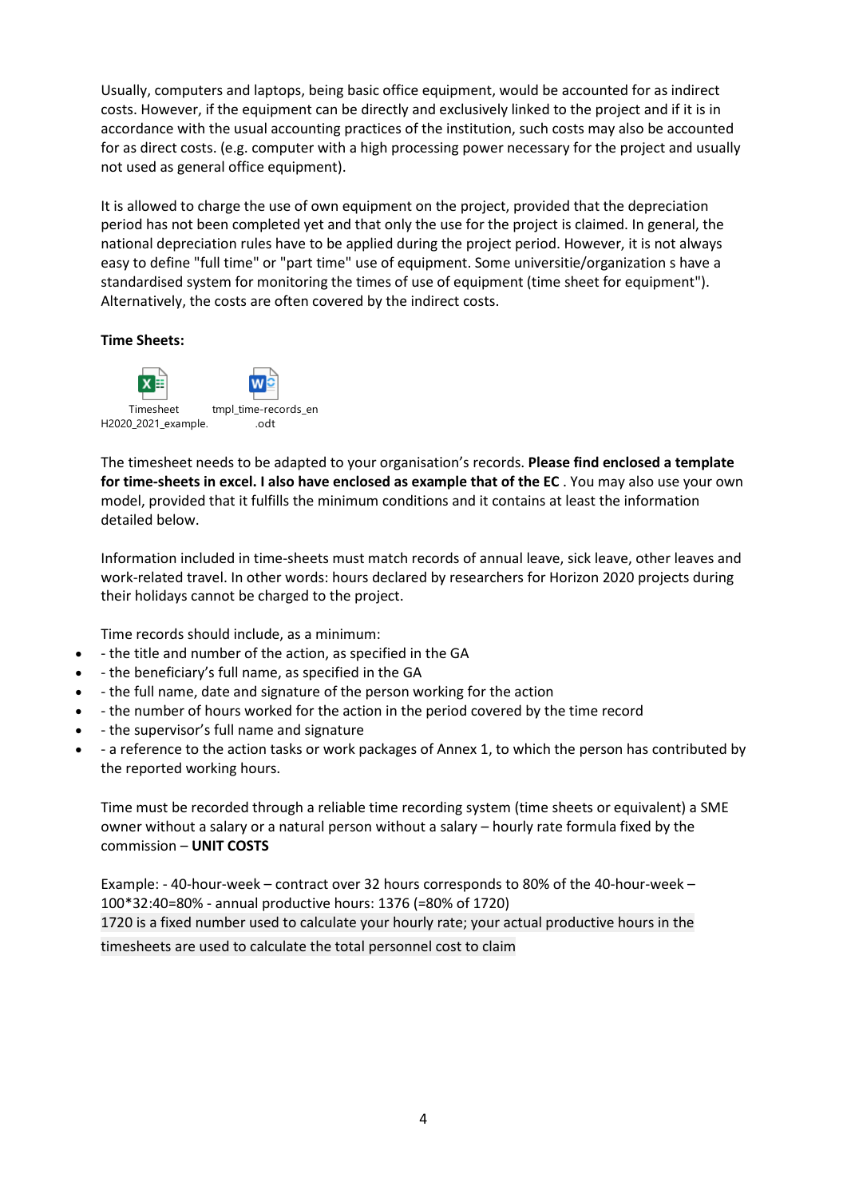Usually, computers and laptops, being basic office equipment, would be accounted for as indirect costs. However, if the equipment can be directly and exclusively linked to the project and if it is in accordance with the usual accounting practices of the institution, such costs may also be accounted for as direct costs. (e.g. computer with a high processing power necessary for the project and usually not used as general office equipment).

It is allowed to charge the use of own equipment on the project, provided that the depreciation period has not been completed yet and that only the use for the project is claimed. In general, the national depreciation rules have to be applied during the project period. However, it is not always easy to define "full time" or "part time" use of equipment. Some universitie/organization s have a standardised system for monitoring the times of use of equipment (time sheet for equipment"). Alternatively, the costs are often covered by the indirect costs.

**Time Sheets:**

Timesheet H2020_2021_example.    tmpl_time-records_en .odt

The timesheet needs to be adapted to your organisation's records. **Please find enclosed a template for time-sheets in excel. I also have enclosed as example that of the EC** . You may also use your own model, provided that it fulfills the minimum conditions and it contains at least the information detailed below.

Information included in time-sheets must match records of annual leave, sick leave, other leaves and work-related travel. In other words: hours declared by researchers for Horizon 2020 projects during their holidays cannot be charged to the project.

Time records should include, as a minimum:

- - the title and number of the action, as specified in the GA
- - the beneficiary's full name, as specified in the GA
- - the full name, date and signature of the person working for the action
- - the number of hours worked for the action in the period covered by the time record
- - the supervisor's full name and signature
- - a reference to the action tasks or work packages of Annex 1, to which the person has contributed by the reported working hours.

Time must be recorded through a reliable time recording system (time sheets or equivalent) a SME owner without a salary or a natural person without a salary – hourly rate formula fixed by the commission – **UNIT COSTS**

Example: - 40-hour-week – contract over 32 hours corresponds to 80% of the 40-hour-week – 100*32:40=80% - annual productive hours: 1376 (=80% of 1720)
1720 is a fixed number used to calculate your hourly rate; your actual productive hours in the timesheets are used to calculate the total personnel cost to claim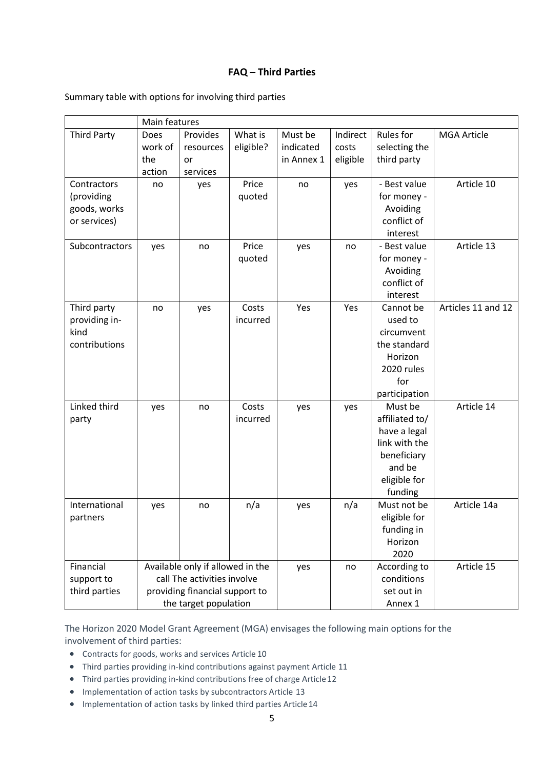**FAQ – Third Parties**

Summary table with options for involving third parties

| | Main features | | | | | | |
|---|---|---|---|---|---|---|---|
| Third Party | Does work of the action | Provides resources or services | What is eligible? | Must be indicated in Annex 1 | Indirect costs eligible | Rules for selecting the third party | MGA Article |
| Contractors (providing goods, works or services) | no | yes | Price quoted | no | yes | - Best value for money - Avoiding conflict of interest | Article 10 |
| Subcontractors | yes | no | Price quoted | yes | no | - Best value for money - Avoiding conflict of interest | Article 13 |
| Third party providing in-kind contributions | no | yes | Costs incurred | Yes | Yes | Cannot be used to circumvent the standard Horizon 2020 rules for participation | Articles 11 and 12 |
| Linked third party | yes | no | Costs incurred | yes | yes | Must be affiliated to/ have a legal link with the beneficiary and be eligible for funding | Article 14 |
| International partners | yes | no | n/a | yes | n/a | Must not be eligible for funding in Horizon 2020 | Article 14a |
| Financial support to third parties | Available only if allowed in the call The activities involve providing financial support to the target population | | | yes | no | According to conditions set out in Annex 1 | Article 15 |

The Horizon 2020 Model Grant Agreement (MGA) envisages the following main options for the involvement of third parties:

- Contracts for goods, works and services Article 10
- Third parties providing in-kind contributions against payment Article 11
- Third parties providing in-kind contributions free of charge Article 12
- Implementation of action tasks by subcontractors Article 13
- Implementation of action tasks by linked third parties Article 14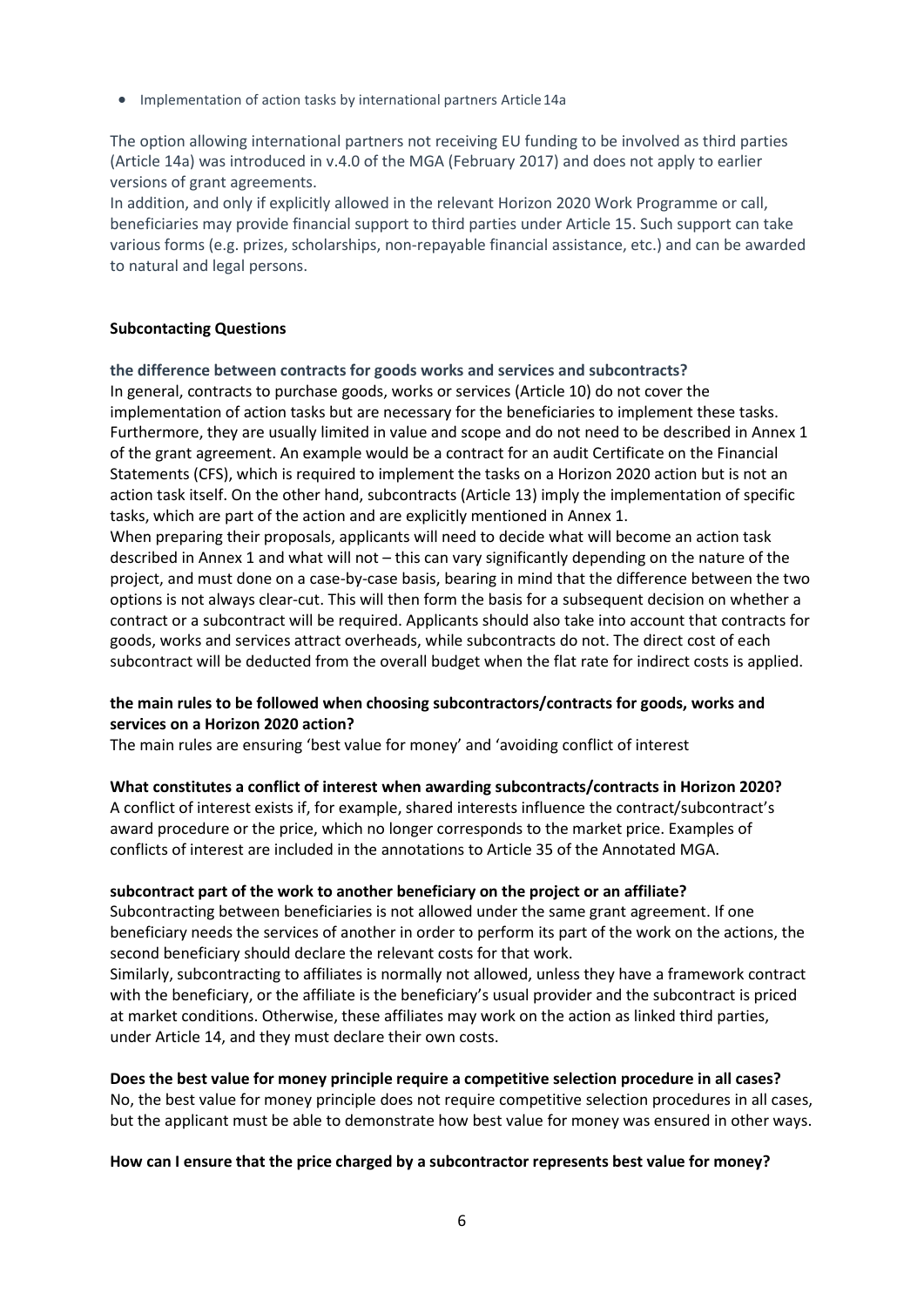- Implementation of action tasks by international partners Article 14a

The option allowing international partners not receiving EU funding to be involved as third parties (Article 14a) was introduced in v.4.0 of the MGA (February 2017) and does not apply to earlier versions of grant agreements.
In addition, and only if explicitly allowed in the relevant Horizon 2020 Work Programme or call, beneficiaries may provide financial support to third parties under Article 15. Such support can take various forms (e.g. prizes, scholarships, non-repayable financial assistance, etc.) and can be awarded to natural and legal persons.

**Subcontacting Questions**

**the difference between contracts for goods works and services and subcontracts?**

In general, contracts to purchase goods, works or services (Article 10) do not cover the implementation of action tasks but are necessary for the beneficiaries to implement these tasks. Furthermore, they are usually limited in value and scope and do not need to be described in Annex 1 of the grant agreement. An example would be a contract for an audit Certificate on the Financial Statements (CFS), which is required to implement the tasks on a Horizon 2020 action but is not an action task itself. On the other hand, subcontracts (Article 13) imply the implementation of specific tasks, which are part of the action and are explicitly mentioned in Annex 1.
When preparing their proposals, applicants will need to decide what will become an action task described in Annex 1 and what will not – this can vary significantly depending on the nature of the project, and must done on a case-by-case basis, bearing in mind that the difference between the two options is not always clear-cut. This will then form the basis for a subsequent decision on whether a contract or a subcontract will be required. Applicants should also take into account that contracts for goods, works and services attract overheads, while subcontracts do not. The direct cost of each subcontract will be deducted from the overall budget when the flat rate for indirect costs is applied.

**the main rules to be followed when choosing subcontractors/contracts for goods, works and services on a Horizon 2020 action?**

The main rules are ensuring 'best value for money' and 'avoiding conflict of interest

**What constitutes a conflict of interest when awarding subcontracts/contracts in Horizon 2020?**

A conflict of interest exists if, for example, shared interests influence the contract/subcontract's award procedure or the price, which no longer corresponds to the market price. Examples of conflicts of interest are included in the annotations to Article 35 of the Annotated MGA.

**subcontract part of the work to another beneficiary on the project or an affiliate?**

Subcontracting between beneficiaries is not allowed under the same grant agreement. If one beneficiary needs the services of another in order to perform its part of the work on the actions, the second beneficiary should declare the relevant costs for that work.
Similarly, subcontracting to affiliates is normally not allowed, unless they have a framework contract with the beneficiary, or the affiliate is the beneficiary's usual provider and the subcontract is priced at market conditions. Otherwise, these affiliates may work on the action as linked third parties, under Article 14, and they must declare their own costs.

**Does the best value for money principle require a competitive selection procedure in all cases?**

No, the best value for money principle does not require competitive selection procedures in all cases, but the applicant must be able to demonstrate how best value for money was ensured in other ways.

**How can I ensure that the price charged by a subcontractor represents best value for money?**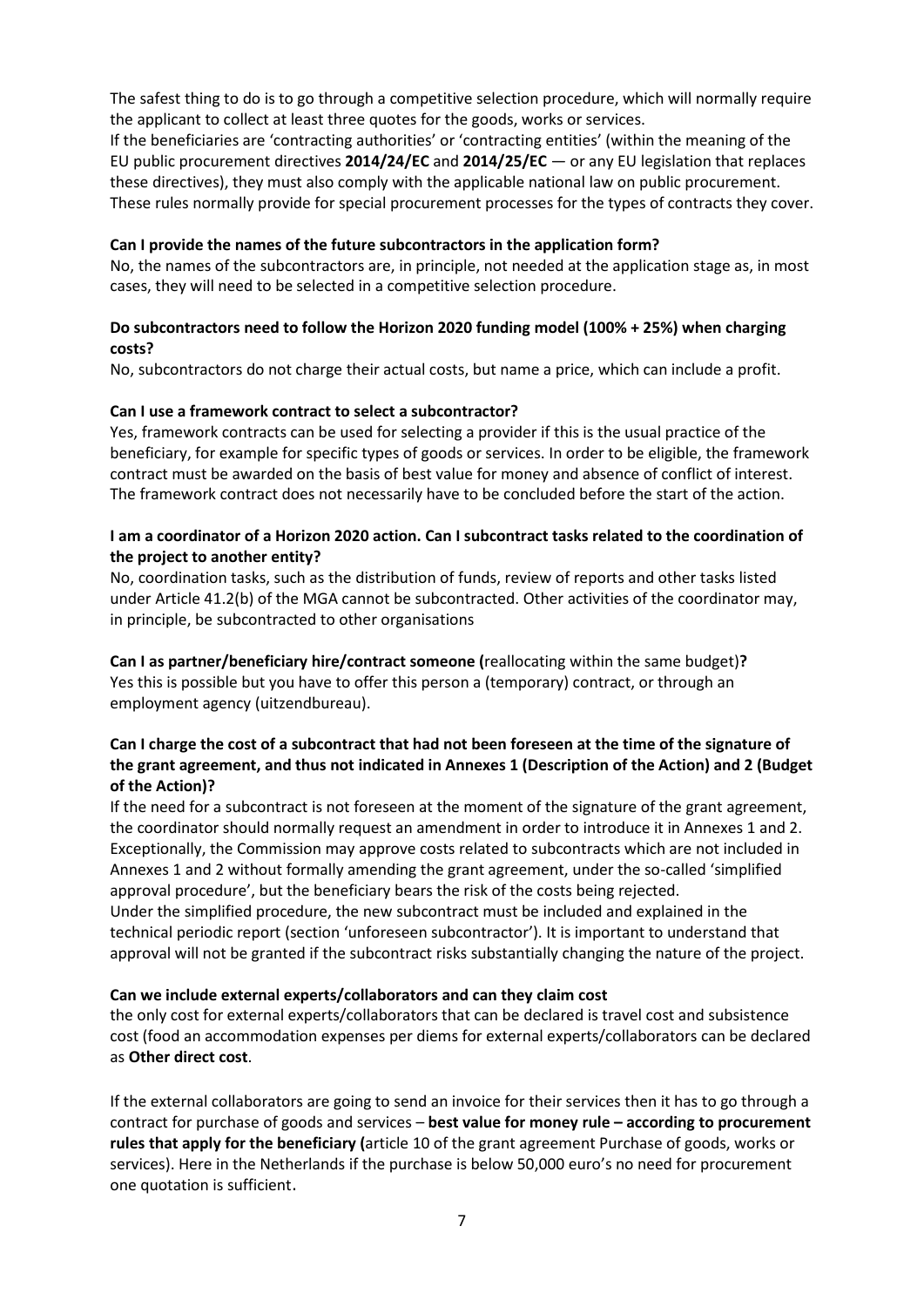The safest thing to do is to go through a competitive selection procedure, which will normally require the applicant to collect at least three quotes for the goods, works or services.
If the beneficiaries are 'contracting authorities' or 'contracting entities' (within the meaning of the EU public procurement directives **2014/24/EC** and **2014/25/EC** — or any EU legislation that replaces these directives), they must also comply with the applicable national law on public procurement. These rules normally provide for special procurement processes for the types of contracts they cover.

**Can I provide the names of the future subcontractors in the application form?**
No, the names of the subcontractors are, in principle, not needed at the application stage as, in most cases, they will need to be selected in a competitive selection procedure.

**Do subcontractors need to follow the Horizon 2020 funding model (100% + 25%) when charging costs?**
No, subcontractors do not charge their actual costs, but name a price, which can include a profit.

**Can I use a framework contract to select a subcontractor?**
Yes, framework contracts can be used for selecting a provider if this is the usual practice of the beneficiary, for example for specific types of goods or services. In order to be eligible, the framework contract must be awarded on the basis of best value for money and absence of conflict of interest. The framework contract does not necessarily have to be concluded before the start of the action.

**I am a coordinator of a Horizon 2020 action. Can I subcontract tasks related to the coordination of the project to another entity?**
No, coordination tasks, such as the distribution of funds, review of reports and other tasks listed under Article 41.2(b) of the MGA cannot be subcontracted. Other activities of the coordinator may, in principle, be subcontracted to other organisations

**Can I as partner/beneficiary hire/contract someone (**reallocating within the same budget)**?**
Yes this is possible but you have to offer this person a (temporary) contract, or through an employment agency (uitzendbureau).

**Can I charge the cost of a subcontract that had not been foreseen at the time of the signature of the grant agreement, and thus not indicated in Annexes 1 (Description of the Action) and 2 (Budget of the Action)?**
If the need for a subcontract is not foreseen at the moment of the signature of the grant agreement, the coordinator should normally request an amendment in order to introduce it in Annexes 1 and 2. Exceptionally, the Commission may approve costs related to subcontracts which are not included in Annexes 1 and 2 without formally amending the grant agreement, under the so-called 'simplified approval procedure', but the beneficiary bears the risk of the costs being rejected.
Under the simplified procedure, the new subcontract must be included and explained in the technical periodic report (section 'unforeseen subcontractor'). It is important to understand that approval will not be granted if the subcontract risks substantially changing the nature of the project.

**Can we include external experts/collaborators and can they claim cost**
the only cost for external experts/collaborators that can be declared is travel cost and subsistence cost (food an accommodation expenses per diems for external experts/collaborators can be declared as **Other direct cost**.

If the external collaborators are going to send an invoice for their services then it has to go through a contract for purchase of goods and services – **best value for money rule – according to procurement rules that apply for the beneficiary (**article 10 of the grant agreement Purchase of goods, works or services). Here in the Netherlands if the purchase is below 50,000 euro's no need for procurement one quotation is sufficient.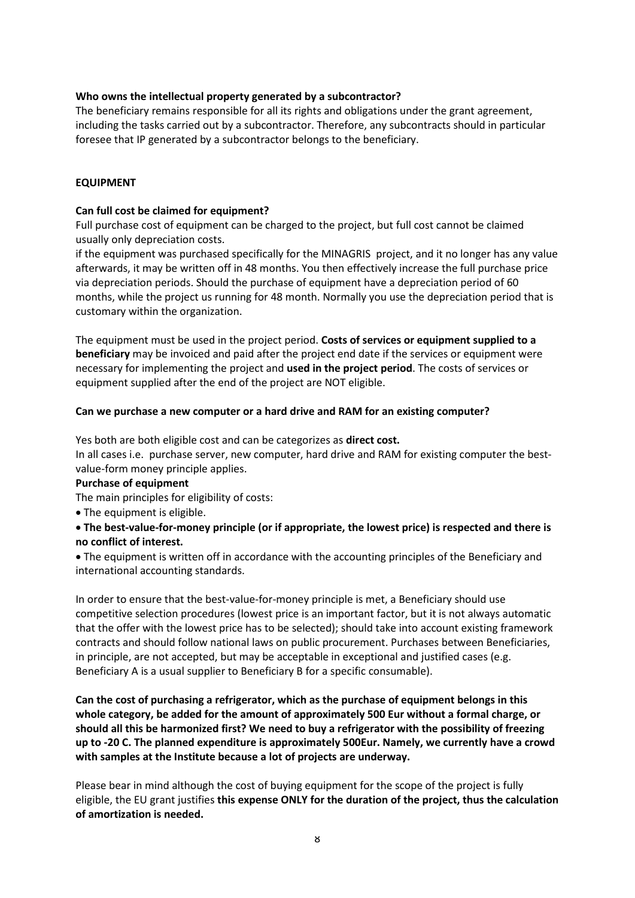**Who owns the intellectual property generated by a subcontractor?**

The beneficiary remains responsible for all its rights and obligations under the grant agreement, including the tasks carried out by a subcontractor. Therefore, any subcontracts should in particular foresee that IP generated by a subcontractor belongs to the beneficiary.

**EQUIPMENT**

**Can full cost be claimed for equipment?**

Full purchase cost of equipment can be charged to the project, but full cost cannot be claimed usually only depreciation costs.

if the equipment was purchased specifically for the MINAGRIS project, and it no longer has any value afterwards, it may be written off in 48 months. You then effectively increase the full purchase price via depreciation periods. Should the purchase of equipment have a depreciation period of 60 months, while the project us running for 48 month. Normally you use the depreciation period that is customary within the organization.

The equipment must be used in the project period. **Costs of services or equipment supplied to a beneficiary** may be invoiced and paid after the project end date if the services or equipment were necessary for implementing the project and **used in the project period**. The costs of services or equipment supplied after the end of the project are NOT eligible.

**Can we purchase a new computer or a hard drive and RAM for an existing computer?**

Yes both are both eligible cost and can be categorizes as **direct cost.**

In all cases i.e. purchase server, new computer, hard drive and RAM for existing computer the best-value-form money principle applies.

**Purchase of equipment**

The main principles for eligibility of costs:

- The equipment is eligible.
- **The best-value-for-money principle (or if appropriate, the lowest price) is respected and there is no conflict of interest.**
- The equipment is written off in accordance with the accounting principles of the Beneficiary and international accounting standards.

In order to ensure that the best-value-for-money principle is met, a Beneficiary should use competitive selection procedures (lowest price is an important factor, but it is not always automatic that the offer with the lowest price has to be selected); should take into account existing framework contracts and should follow national laws on public procurement. Purchases between Beneficiaries, in principle, are not accepted, but may be acceptable in exceptional and justified cases (e.g. Beneficiary A is a usual supplier to Beneficiary B for a specific consumable).

**Can the cost of purchasing a refrigerator, which as the purchase of equipment belongs in this whole category, be added for the amount of approximately 500 Eur without a formal charge, or should all this be harmonized first? We need to buy a refrigerator with the possibility of freezing up to -20 C. The planned expenditure is approximately 500Eur. Namely, we currently have a crowd with samples at the Institute because a lot of projects are underway.**

Please bear in mind although the cost of buying equipment for the scope of the project is fully eligible, the EU grant justifies **this expense ONLY for the duration of the project, thus the calculation of amortization is needed.**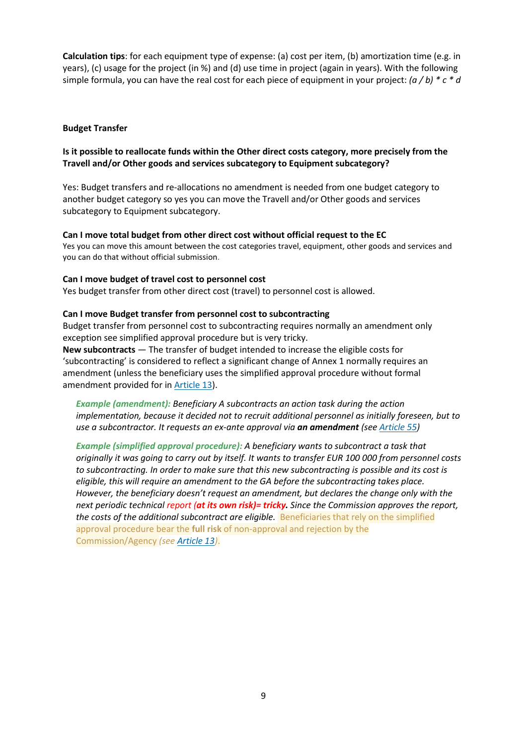**Calculation tips**: for each equipment type of expense: (a) cost per item, (b) amortization time (e.g. in years), (c) usage for the project (in %) and (d) use time in project (again in years). With the following simple formula, you can have the real cost for each piece of equipment in your project: *(a / b) * c * d*

**Budget Transfer**

**Is it possible to reallocate funds within the Other direct costs category, more precisely from the Travell and/or Other goods and services subcategory to Equipment subcategory?**

Yes: Budget transfers and re-allocations no amendment is needed from one budget category to another budget category so yes you can move the Travell and/or Other goods and services subcategory to Equipment subcategory.

**Can I move total budget from other direct cost without official request to the EC**

Yes you can move this amount between the cost categories travel, equipment, other goods and services and you can do that without official submission.

**Can I move budget of travel cost to personnel cost**

Yes budget transfer from other direct cost (travel) to personnel cost is allowed.

**Can I move Budget transfer from personnel cost to subcontracting**

Budget transfer from personnel cost to subcontracting requires normally an amendment only exception see simplified approval procedure but is very tricky.

**New subcontracts** — The transfer of budget intended to increase the eligible costs for 'subcontracting' is considered to reflect a significant change of Annex 1 normally requires an amendment (unless the beneficiary uses the simplified approval procedure without formal amendment provided for in Article 13).

> ***Example (amendment):*** *Beneficiary A subcontracts an action task during the action implementation, because it decided not to recruit additional personnel as initially foreseen, but to use a subcontractor. It requests an ex-ante approval via* ***an amendment*** *(see Article 55)*
>
> ***Example (simplified approval procedure):*** *A beneficiary wants to subcontract a task that originally it was going to carry out by itself. It wants to transfer EUR 100 000 from personnel costs to subcontracting. In order to make sure that this new subcontracting is possible and its cost is eligible, this will require an amendment to the GA before the subcontracting takes place. However, the beneficiary doesn't request an amendment, but declares the change only with the next periodic technical report* ***(at its own risk)= tricky.*** *Since the Commission approves the report, the costs of the additional subcontract are eligible.* Beneficiaries that rely on the simplified approval procedure bear the **full risk** of non-approval and rejection by the Commission/Agency *(see Article 13)*.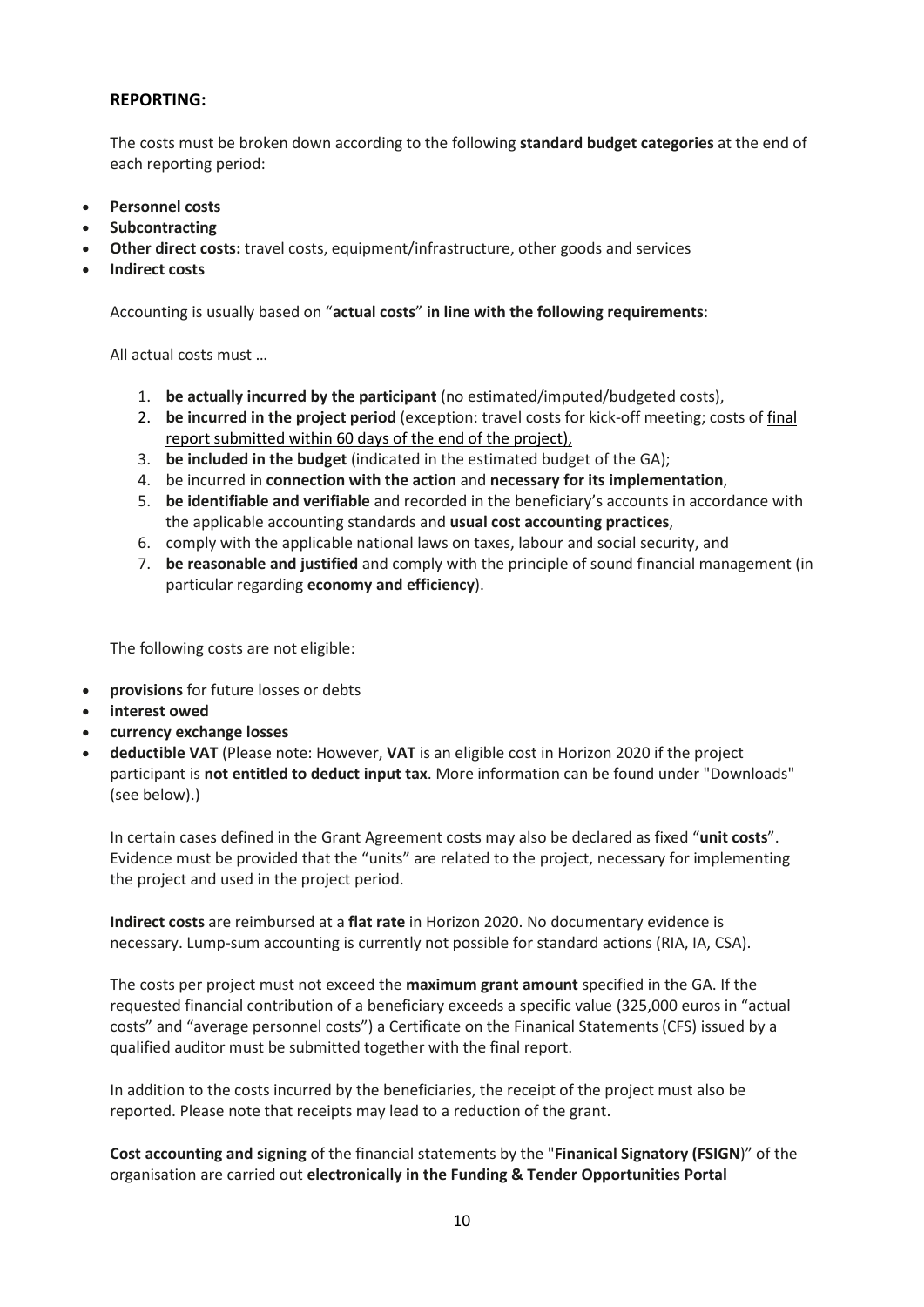## REPORTING:

The costs must be broken down according to the following **standard budget categories** at the end of each reporting period:

- **Personnel costs**
- **Subcontracting**
- **Other direct costs:** travel costs, equipment/infrastructure, other goods and services
- **Indirect costs**

Accounting is usually based on "**actual costs**" **in line with the following requirements**:

All actual costs must …

1. **be actually incurred by the participant** (no estimated/imputed/budgeted costs),
2. **be incurred in the project period** (exception: travel costs for kick-off meeting; costs of final report submitted within 60 days of the end of the project),
3. **be included in the budget** (indicated in the estimated budget of the GA);
4. be incurred in **connection with the action** and **necessary for its implementation**,
5. **be identifiable and verifiable** and recorded in the beneficiary's accounts in accordance with the applicable accounting standards and **usual cost accounting practices**,
6. comply with the applicable national laws on taxes, labour and social security, and
7. **be reasonable and justified** and comply with the principle of sound financial management (in particular regarding **economy and efficiency**).

The following costs are not eligible:

- **provisions** for future losses or debts
- **interest owed**
- **currency exchange losses**
- **deductible VAT** (Please note: However, **VAT** is an eligible cost in Horizon 2020 if the project participant is **not entitled to deduct input tax**. More information can be found under "Downloads" (see below).)

In certain cases defined in the Grant Agreement costs may also be declared as fixed "**unit costs**". Evidence must be provided that the "units" are related to the project, necessary for implementing the project and used in the project period.

**Indirect costs** are reimbursed at a **flat rate** in Horizon 2020. No documentary evidence is necessary. Lump-sum accounting is currently not possible for standard actions (RIA, IA, CSA).

The costs per project must not exceed the **maximum grant amount** specified in the GA. If the requested financial contribution of a beneficiary exceeds a specific value (325,000 euros in "actual costs" and "average personnel costs") a Certificate on the Finanical Statements (CFS) issued by a qualified auditor must be submitted together with the final report.

In addition to the costs incurred by the beneficiaries, the receipt of the project must also be reported. Please note that receipts may lead to a reduction of the grant.

**Cost accounting and signing** of the financial statements by the "**Finanical Signatory (FSIGN**)" of the organisation are carried out **electronically in the Funding & Tender Opportunities Portal**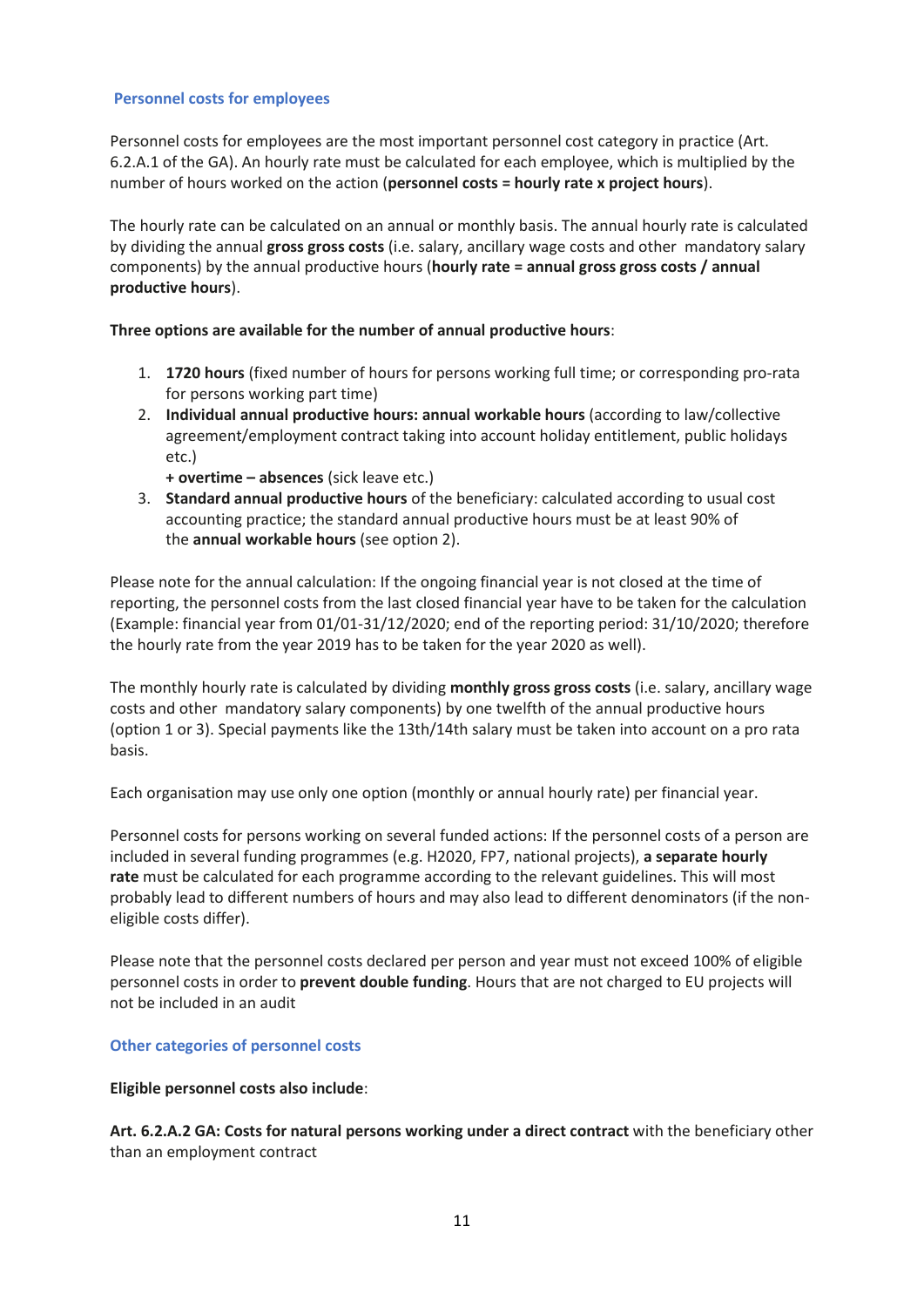### Personnel costs for employees

Personnel costs for employees are the most important personnel cost category in practice (Art. 6.2.A.1 of the GA). An hourly rate must be calculated for each employee, which is multiplied by the number of hours worked on the action (**personnel costs = hourly rate x project hours**).

The hourly rate can be calculated on an annual or monthly basis. The annual hourly rate is calculated by dividing the annual **gross gross costs** (i.e. salary, ancillary wage costs and other mandatory salary components) by the annual productive hours (**hourly rate = annual gross gross costs / annual productive hours**).

**Three options are available for the number of annual productive hours**:

1. **1720 hours** (fixed number of hours for persons working full time; or corresponding pro-rata for persons working part time)
2. **Individual annual productive hours: annual workable hours** (according to law/collective agreement/employment contract taking into account holiday entitlement, public holidays etc.)
   **+ overtime – absences** (sick leave etc.)
3. **Standard annual productive hours** of the beneficiary: calculated according to usual cost accounting practice; the standard annual productive hours must be at least 90% of the **annual workable hours** (see option 2).

Please note for the annual calculation: If the ongoing financial year is not closed at the time of reporting, the personnel costs from the last closed financial year have to be taken for the calculation (Example: financial year from 01/01-31/12/2020; end of the reporting period: 31/10/2020; therefore the hourly rate from the year 2019 has to be taken for the year 2020 as well).

The monthly hourly rate is calculated by dividing **monthly gross gross costs** (i.e. salary, ancillary wage costs and other mandatory salary components) by one twelfth of the annual productive hours (option 1 or 3). Special payments like the 13th/14th salary must be taken into account on a pro rata basis.

Each organisation may use only one option (monthly or annual hourly rate) per financial year.

Personnel costs for persons working on several funded actions: If the personnel costs of a person are included in several funding programmes (e.g. H2020, FP7, national projects), **a separate hourly rate** must be calculated for each programme according to the relevant guidelines. This will most probably lead to different numbers of hours and may also lead to different denominators (if the non-eligible costs differ).

Please note that the personnel costs declared per person and year must not exceed 100% of eligible personnel costs in order to **prevent double funding**. Hours that are not charged to EU projects will not be included in an audit

### Other categories of personnel costs

**Eligible personnel costs also include**:

**Art. 6.2.A.2 GA: Costs for natural persons working under a direct contract** with the beneficiary other than an employment contract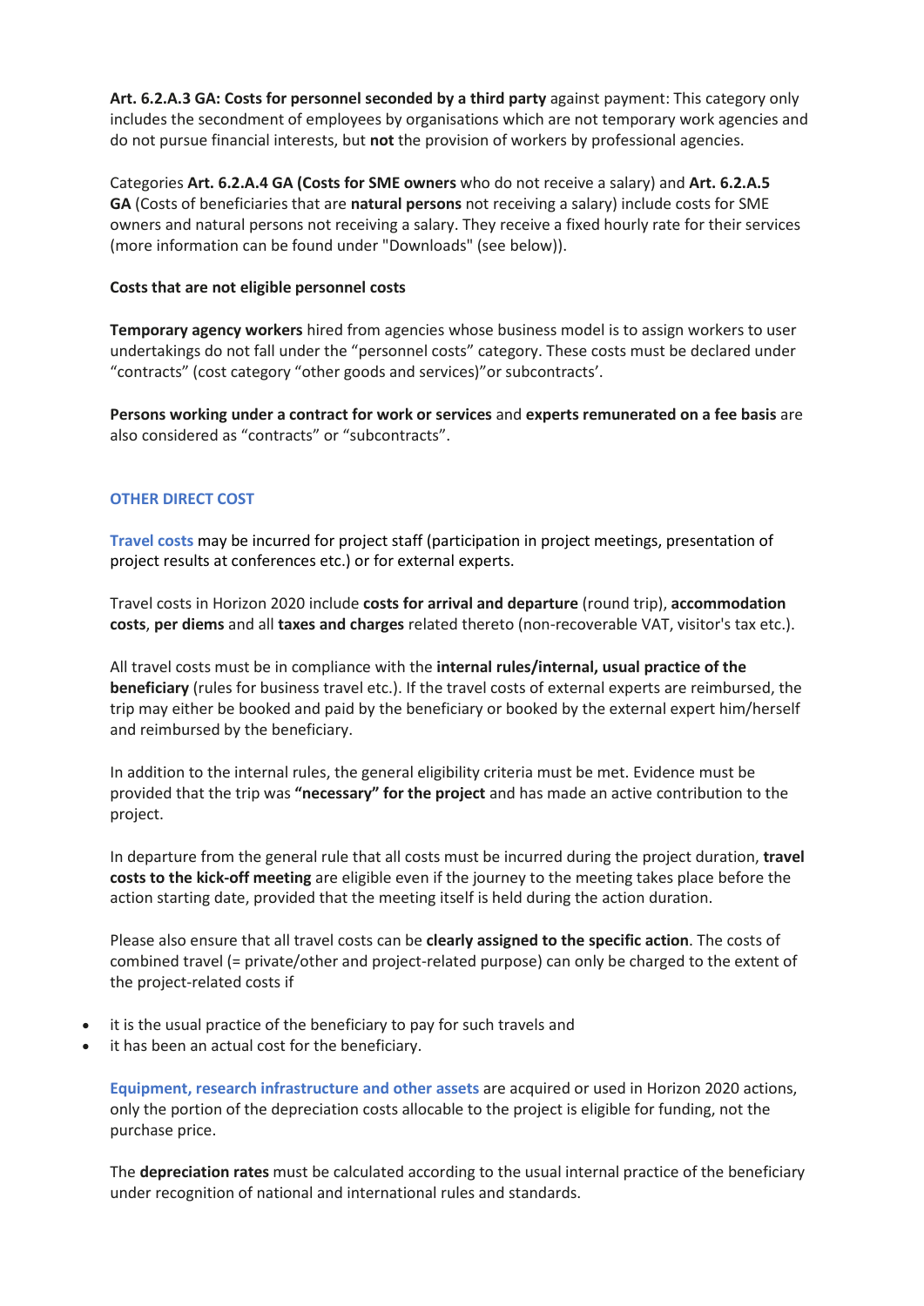**Art. 6.2.A.3 GA: Costs for personnel seconded by a third party** against payment: This category only includes the secondment of employees by organisations which are not temporary work agencies and do not pursue financial interests, but **not** the provision of workers by professional agencies.

Categories **Art. 6.2.A.4 GA (Costs for SME owners** who do not receive a salary) and **Art. 6.2.A.5 GA** (Costs of beneficiaries that are **natural persons** not receiving a salary) include costs for SME owners and natural persons not receiving a salary. They receive a fixed hourly rate for their services (more information can be found under "Downloads" (see below)).

**Costs that are not eligible personnel costs**

**Temporary agency workers** hired from agencies whose business model is to assign workers to user undertakings do not fall under the "personnel costs" category. These costs must be declared under "contracts" (cost category "other goods and services)"or subcontracts'.

**Persons working under a contract for work or services** and **experts remunerated on a fee basis** are also considered as "contracts" or "subcontracts".

### OTHER DIRECT COST

**Travel costs** may be incurred for project staff (participation in project meetings, presentation of project results at conferences etc.) or for external experts.

Travel costs in Horizon 2020 include **costs for arrival and departure** (round trip), **accommodation costs**, **per diems** and all **taxes and charges** related thereto (non-recoverable VAT, visitor's tax etc.).

All travel costs must be in compliance with the **internal rules/internal, usual practice of the beneficiary** (rules for business travel etc.). If the travel costs of external experts are reimbursed, the trip may either be booked and paid by the beneficiary or booked by the external expert him/herself and reimbursed by the beneficiary.

In addition to the internal rules, the general eligibility criteria must be met. Evidence must be provided that the trip was **"necessary" for the project** and has made an active contribution to the project.

In departure from the general rule that all costs must be incurred during the project duration, **travel costs to the kick-off meeting** are eligible even if the journey to the meeting takes place before the action starting date, provided that the meeting itself is held during the action duration.

Please also ensure that all travel costs can be **clearly assigned to the specific action**. The costs of combined travel (= private/other and project-related purpose) can only be charged to the extent of the project-related costs if

- it is the usual practice of the beneficiary to pay for such travels and
- it has been an actual cost for the beneficiary.

**Equipment, research infrastructure and other assets** are acquired or used in Horizon 2020 actions, only the portion of the depreciation costs allocable to the project is eligible for funding, not the purchase price.

The **depreciation rates** must be calculated according to the usual internal practice of the beneficiary under recognition of national and international rules and standards.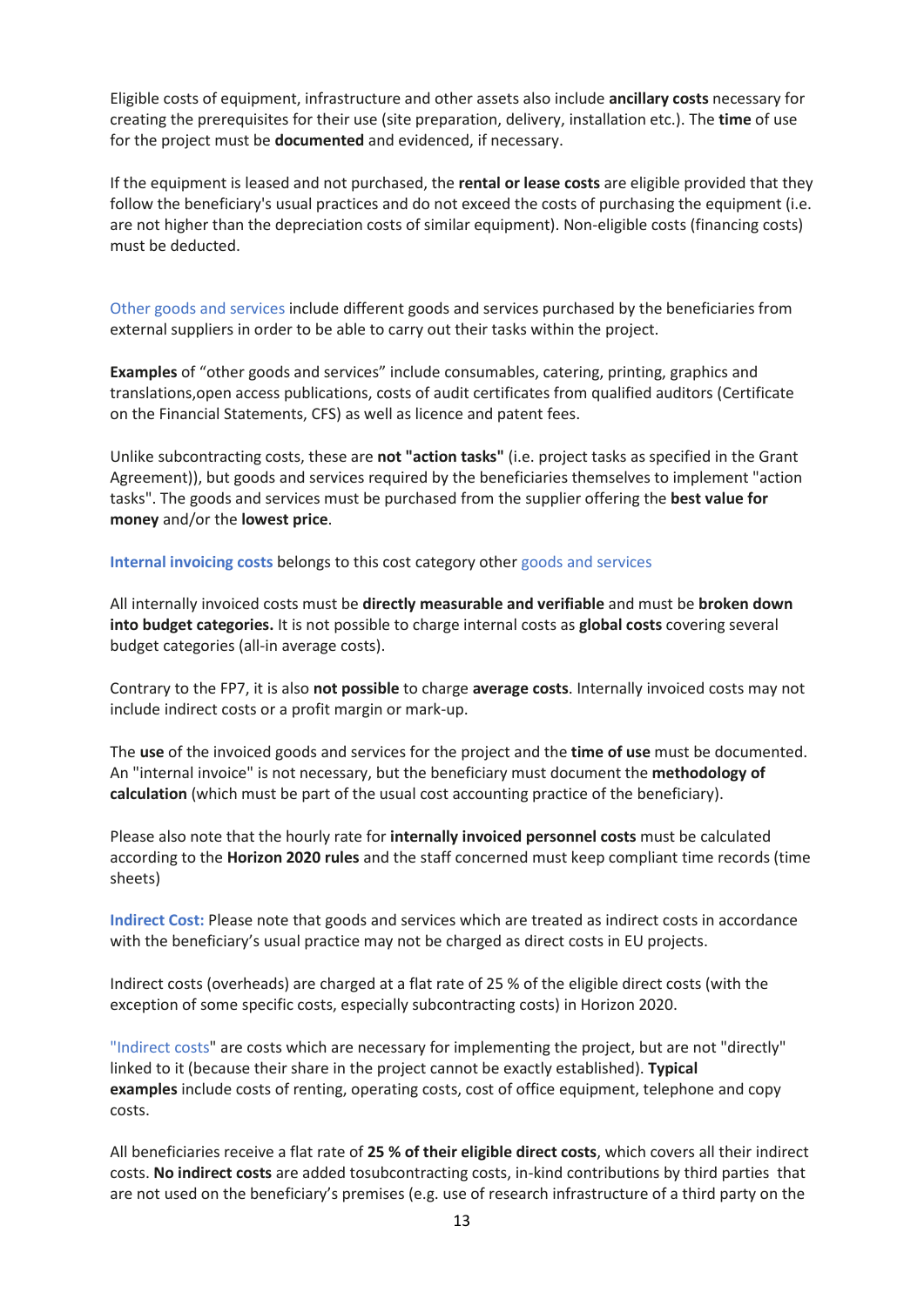Eligible costs of equipment, infrastructure and other assets also include **ancillary costs** necessary for creating the prerequisites for their use (site preparation, delivery, installation etc.). The **time** of use for the project must be **documented** and evidenced, if necessary.

If the equipment is leased and not purchased, the **rental or lease costs** are eligible provided that they follow the beneficiary's usual practices and do not exceed the costs of purchasing the equipment (i.e. are not higher than the depreciation costs of similar equipment). Non-eligible costs (financing costs) must be deducted.

Other goods and services include different goods and services purchased by the beneficiaries from external suppliers in order to be able to carry out their tasks within the project.

**Examples** of "other goods and services" include consumables, catering, printing, graphics and translations,open access publications, costs of audit certificates from qualified auditors (Certificate on the Financial Statements, CFS) as well as licence and patent fees.

Unlike subcontracting costs, these are **not "action tasks"** (i.e. project tasks as specified in the Grant Agreement)), but goods and services required by the beneficiaries themselves to implement "action tasks". The goods and services must be purchased from the supplier offering the **best value for money** and/or the **lowest price**.

**Internal invoicing costs** belongs to this cost category other goods and services

All internally invoiced costs must be **directly measurable and verifiable** and must be **broken down into budget categories.** It is not possible to charge internal costs as **global costs** covering several budget categories (all-in average costs).

Contrary to the FP7, it is also **not possible** to charge **average costs**. Internally invoiced costs may not include indirect costs or a profit margin or mark-up.

The **use** of the invoiced goods and services for the project and the **time of use** must be documented. An "internal invoice" is not necessary, but the beneficiary must document the **methodology of calculation** (which must be part of the usual cost accounting practice of the beneficiary).

Please also note that the hourly rate for **internally invoiced personnel costs** must be calculated according to the **Horizon 2020 rules** and the staff concerned must keep compliant time records (time sheets)

**Indirect Cost:** Please note that goods and services which are treated as indirect costs in accordance with the beneficiary's usual practice may not be charged as direct costs in EU projects.

Indirect costs (overheads) are charged at a flat rate of 25 % of the eligible direct costs (with the exception of some specific costs, especially subcontracting costs) in Horizon 2020.

"Indirect costs" are costs which are necessary for implementing the project, but are not "directly" linked to it (because their share in the project cannot be exactly established). **Typical examples** include costs of renting, operating costs, cost of office equipment, telephone and copy costs.

All beneficiaries receive a flat rate of **25 % of their eligible direct costs**, which covers all their indirect costs. **No indirect costs** are added tosubcontracting costs, in-kind contributions by third parties that are not used on the beneficiary's premises (e.g. use of research infrastructure of a third party on the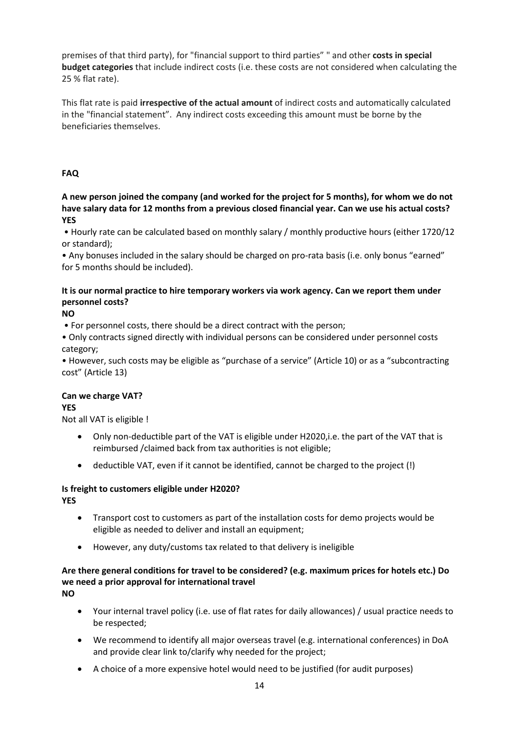premises of that third party), for "financial support to third parties" " and other **costs in special budget categories** that include indirect costs (i.e. these costs are not considered when calculating the 25 % flat rate).

This flat rate is paid **irrespective of the actual amount** of indirect costs and automatically calculated in the "financial statement". Any indirect costs exceeding this amount must be borne by the beneficiaries themselves.

## FAQ

**A new person joined the company (and worked for the project for 5 months), for whom we do not have salary data for 12 months from a previous closed financial year. Can we use his actual costs?**
**YES**

- Hourly rate can be calculated based on monthly salary / monthly productive hours (either 1720/12 or standard);
- Any bonuses included in the salary should be charged on pro-rata basis (i.e. only bonus "earned" for 5 months should be included).

**It is our normal practice to hire temporary workers via work agency. Can we report them under personnel costs?**
**NO**

- For personnel costs, there should be a direct contract with the person;
- Only contracts signed directly with individual persons can be considered under personnel costs category;
- However, such costs may be eligible as "purchase of a service" (Article 10) or as a "subcontracting cost" (Article 13)

**Can we charge VAT?**
**YES**

Not all VAT is eligible !

- Only non-deductible part of the VAT is eligible under H2020,i.e. the part of the VAT that is reimbursed /claimed back from tax authorities is not eligible;
- deductible VAT, even if it cannot be identified, cannot be charged to the project (!)

**Is freight to customers eligible under H2020?**
**YES**

- Transport cost to customers as part of the installation costs for demo projects would be eligible as needed to deliver and install an equipment;
- However, any duty/customs tax related to that delivery is ineligible

**Are there general conditions for travel to be considered? (e.g. maximum prices for hotels etc.) Do we need a prior approval for international travel**
**NO**

- Your internal travel policy (i.e. use of flat rates for daily allowances) / usual practice needs to be respected;
- We recommend to identify all major overseas travel (e.g. international conferences) in DoA and provide clear link to/clarify why needed for the project;
- A choice of a more expensive hotel would need to be justified (for audit purposes)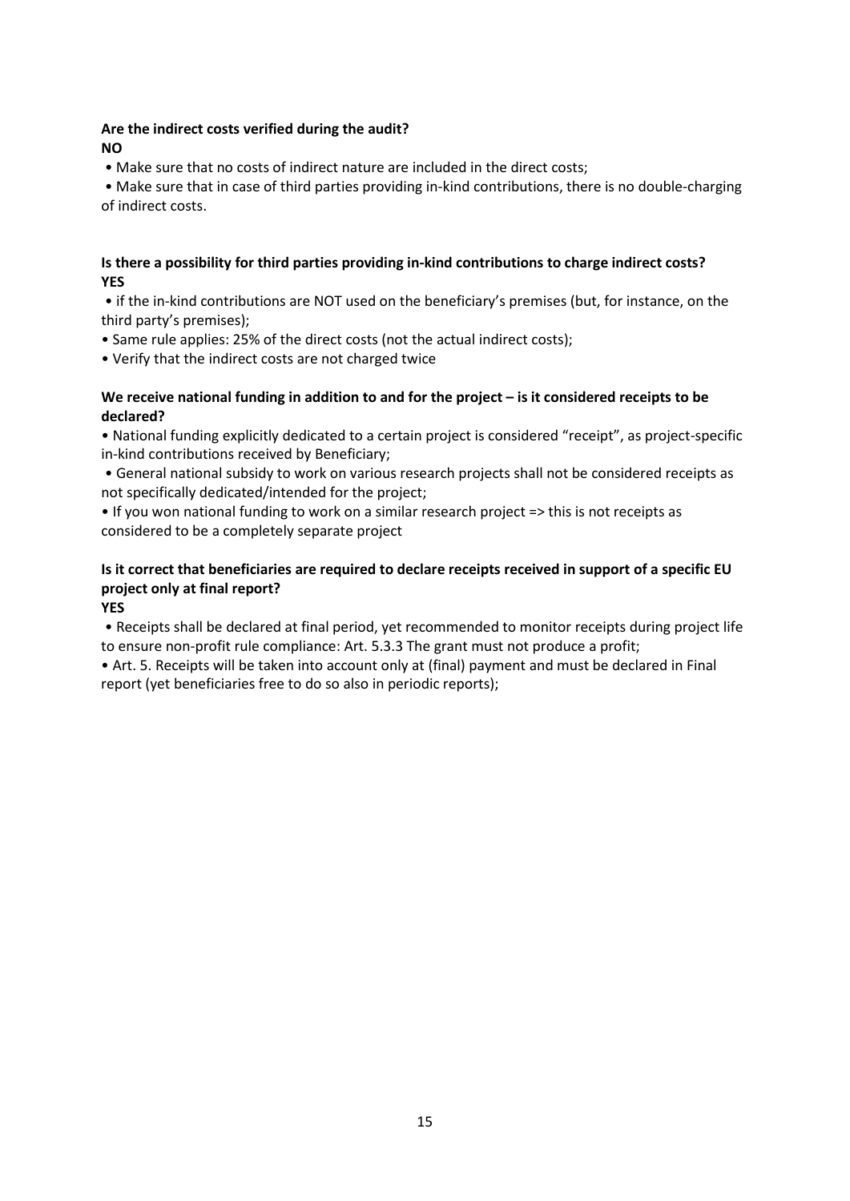**Are the indirect costs verified during the audit?**
**NO**

- Make sure that no costs of indirect nature are included in the direct costs;
- Make sure that in case of third parties providing in-kind contributions, there is no double-charging of indirect costs.

**Is there a possibility for third parties providing in-kind contributions to charge indirect costs?**
**YES**

- if the in-kind contributions are NOT used on the beneficiary's premises (but, for instance, on the third party's premises);
- Same rule applies: 25% of the direct costs (not the actual indirect costs);
- Verify that the indirect costs are not charged twice

**We receive national funding in addition to and for the project – is it considered receipts to be declared?**

- National funding explicitly dedicated to a certain project is considered "receipt", as project-specific in-kind contributions received by Beneficiary;
- General national subsidy to work on various research projects shall not be considered receipts as not specifically dedicated/intended for the project;
- If you won national funding to work on a similar research project => this is not receipts as considered to be a completely separate project

**Is it correct that beneficiaries are required to declare receipts received in support of a specific EU project only at final report?**
**YES**

- Receipts shall be declared at final period, yet recommended to monitor receipts during project life to ensure non-profit rule compliance: Art. 5.3.3 The grant must not produce a profit;
- Art. 5. Receipts will be taken into account only at (final) payment and must be declared in Final report (yet beneficiaries free to do so also in periodic reports);